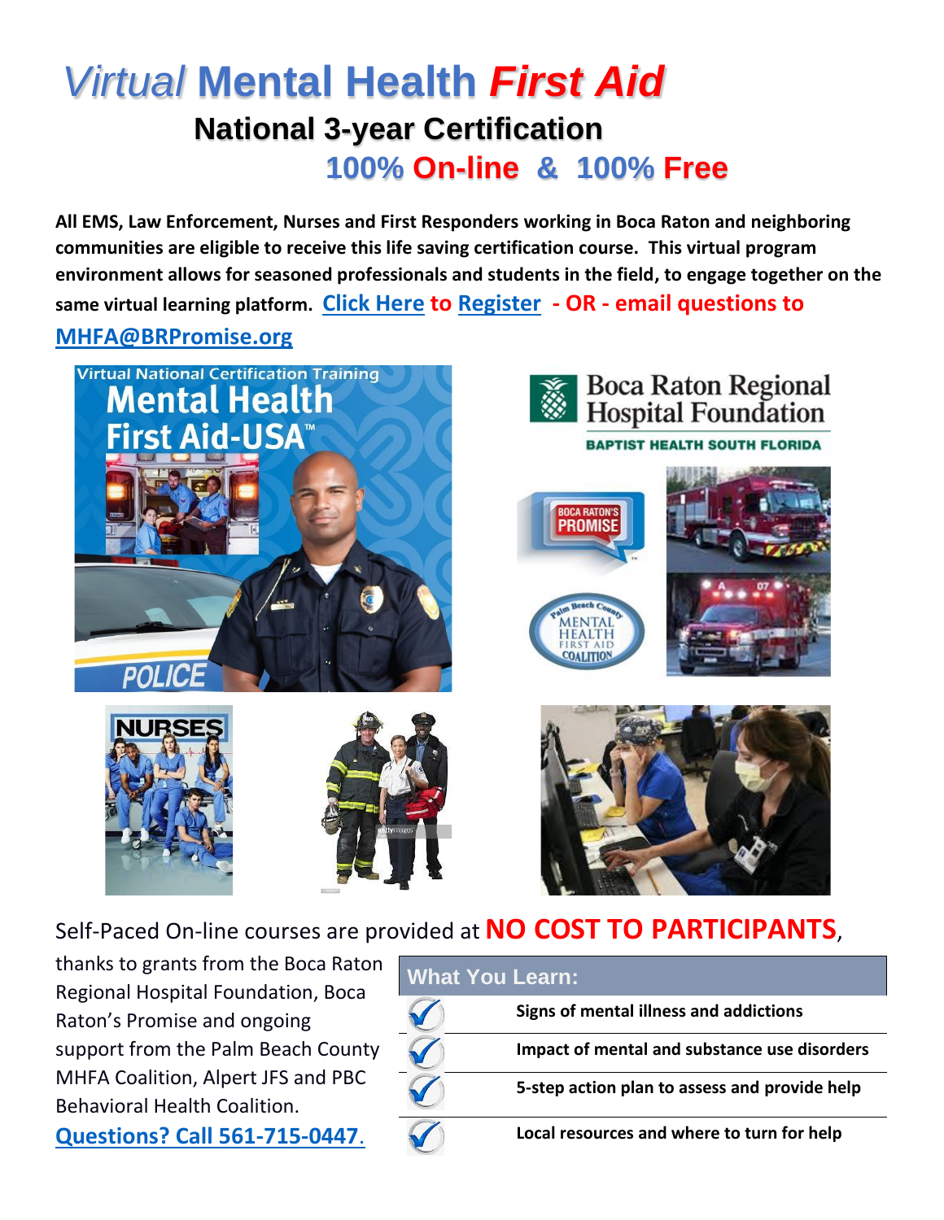# *Virtual* Mental Health ***First Aid***

## National 3-year Certification

## 100% On-line & 100% Free

**All EMS, Law Enforcement, Nurses and First Responders working in Boca Raton and neighboring communities are eligible to receive this life saving certification course. This virtual program environment allows for seasoned professionals and students in the field, to engage together on the same virtual learning platform. Click Here to Register - OR - email questions to MHFA@BRPromise.org**

Self-Paced On-line courses are provided at **NO COST TO PARTICIPANTS**, thanks to grants from the Boca Raton Regional Hospital Foundation, Boca Raton's Promise and ongoing support from the Palm Beach County MHFA Coalition, Alpert JFS and PBC Behavioral Health Coalition.

**Questions? Call 561-715-0447.**

| What You Learn: |
|---|
| ✓ **Signs of mental illness and addictions** |
| ✓ **Impact of mental and substance use disorders** |
| ✓ **5-step action plan to assess and provide help** |
| ✓ **Local resources and where to turn for help** |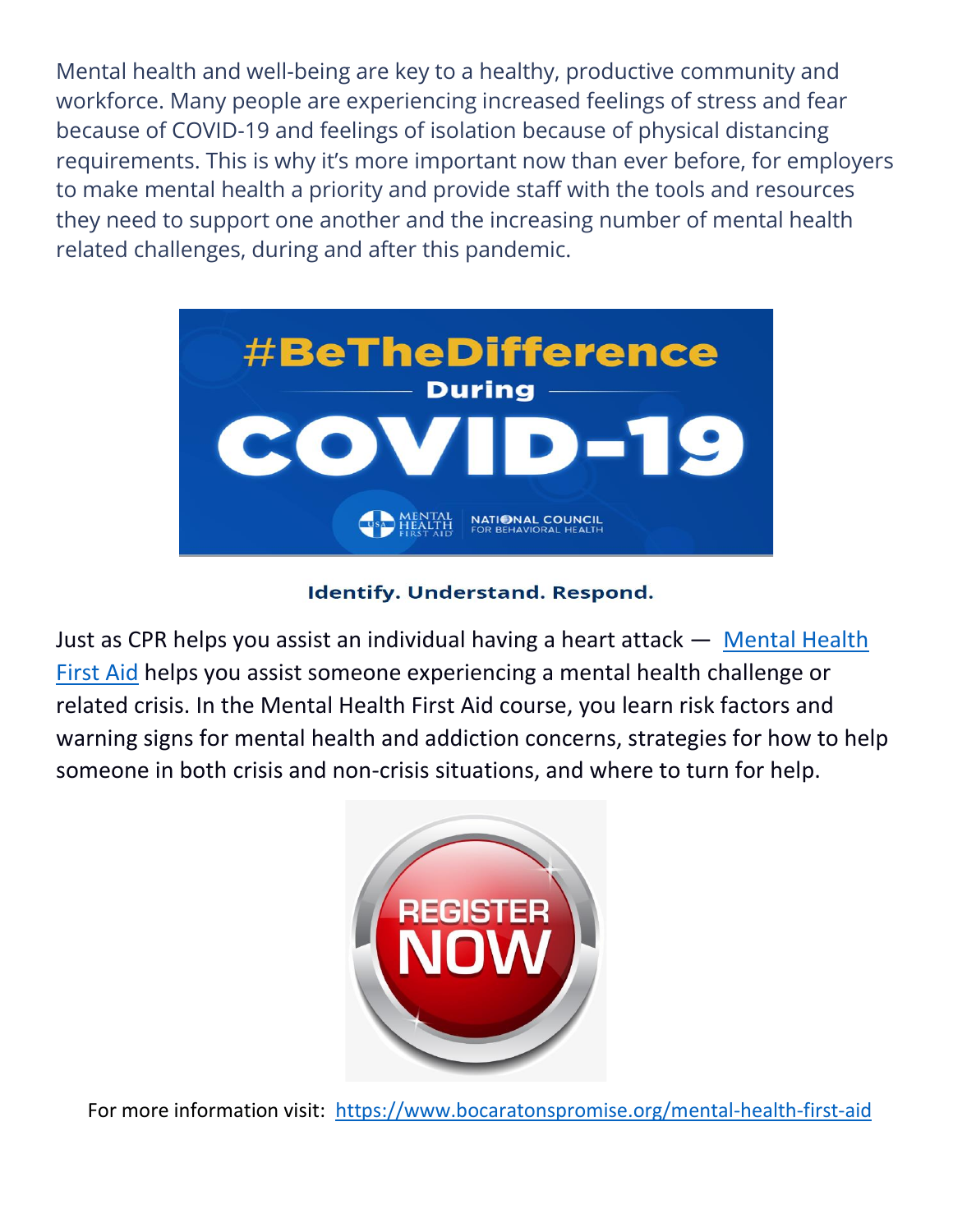Mental health and well-being are key to a healthy, productive community and workforce. Many people are experiencing increased feelings of stress and fear because of COVID-19 and feelings of isolation because of physical distancing requirements. This is why it's more important now than ever before, for employers to make mental health a priority and provide staff with the tools and resources they need to support one another and the increasing number of mental health related challenges, during and after this pandemic.

#BeTheDifference During COVID-19

**Identify. Understand. Respond.**

Just as CPR helps you assist an individual having a heart attack — Mental Health First Aid helps you assist someone experiencing a mental health challenge or related crisis. In the Mental Health First Aid course, you learn risk factors and warning signs for mental health and addiction concerns, strategies for how to help someone in both crisis and non-crisis situations, and where to turn for help.

REGISTER NOW

For more information visit: https://www.bocaratonspromise.org/mental-health-first-aid